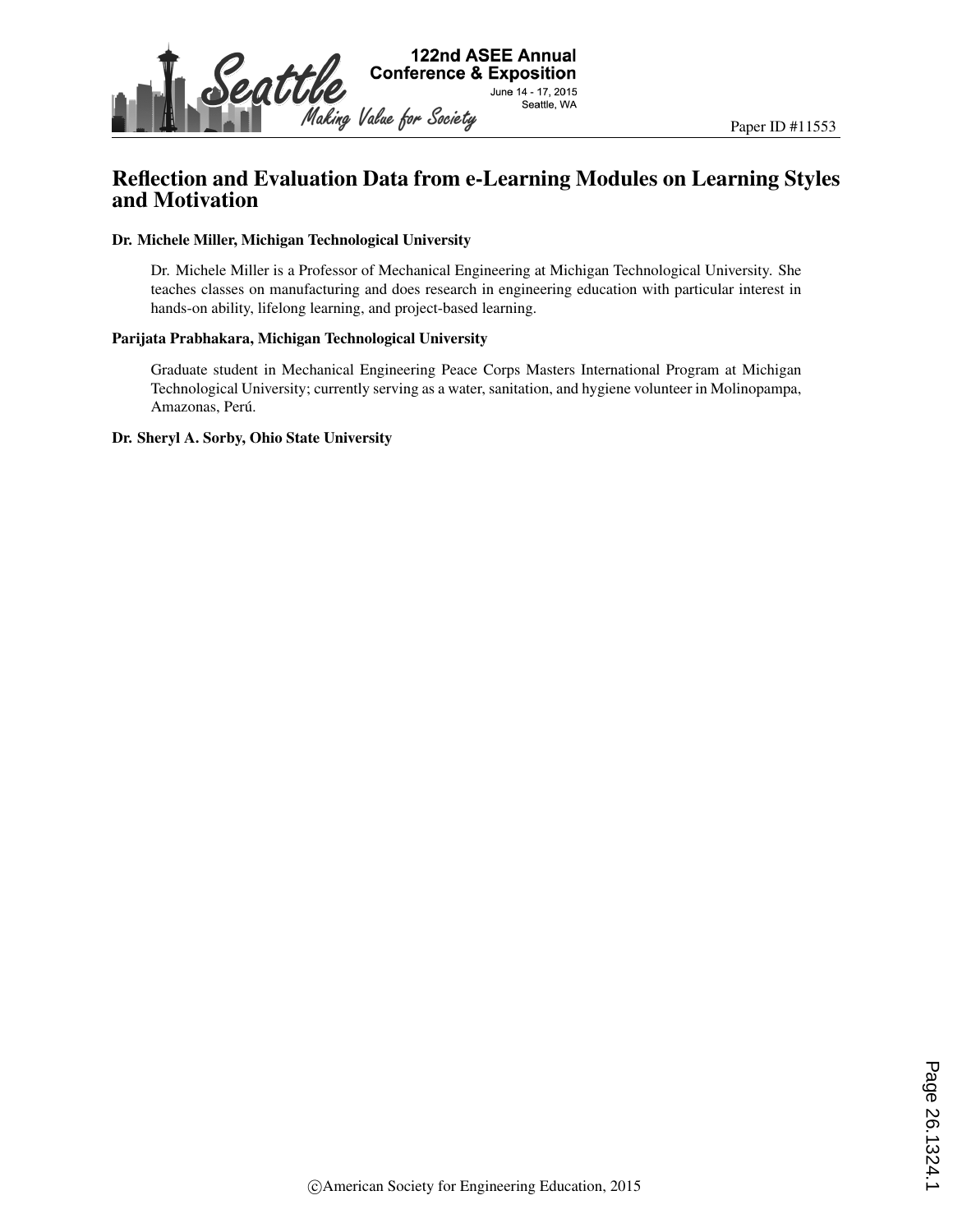Paper ID #11553

# Reflection and Evaluation Data from e-Learning Modules on Learning Styles and Motivation

**Dr. Michele Miller, Michigan Technological University**

Dr. Michele Miller is a Professor of Mechanical Engineering at Michigan Technological University. She teaches classes on manufacturing and does research in engineering education with particular interest in hands-on ability, lifelong learning, and project-based learning.

**Parijata Prabhakara, Michigan Technological University**

Graduate student in Mechanical Engineering Peace Corps Masters International Program at Michigan Technological University; currently serving as a water, sanitation, and hygiene volunteer in Molinopampa, Amazonas, Perú.

**Dr. Sheryl A. Sorby, Ohio State University**

©American Society for Engineering Education, 2015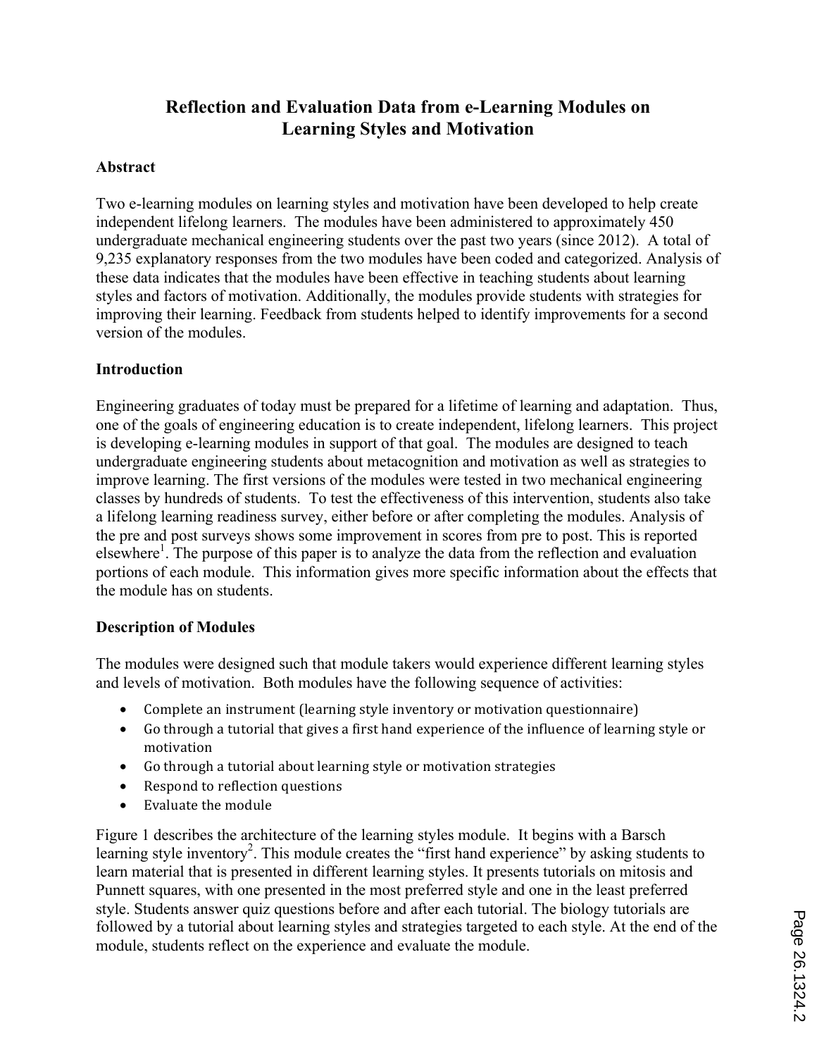# Reflection and Evaluation Data from e-Learning Modules on Learning Styles and Motivation

## Abstract

Two e-learning modules on learning styles and motivation have been developed to help create independent lifelong learners. The modules have been administered to approximately 450 undergraduate mechanical engineering students over the past two years (since 2012). A total of 9,235 explanatory responses from the two modules have been coded and categorized. Analysis of these data indicates that the modules have been effective in teaching students about learning styles and factors of motivation. Additionally, the modules provide students with strategies for improving their learning. Feedback from students helped to identify improvements for a second version of the modules.

## Introduction

Engineering graduates of today must be prepared for a lifetime of learning and adaptation. Thus, one of the goals of engineering education is to create independent, lifelong learners. This project is developing e-learning modules in support of that goal. The modules are designed to teach undergraduate engineering students about metacognition and motivation as well as strategies to improve learning. The first versions of the modules were tested in two mechanical engineering classes by hundreds of students. To test the effectiveness of this intervention, students also take a lifelong learning readiness survey, either before or after completing the modules. Analysis of the pre and post surveys shows some improvement in scores from pre to post. This is reported elsewhere[1]. The purpose of this paper is to analyze the data from the reflection and evaluation portions of each module. This information gives more specific information about the effects that the module has on students.

## Description of Modules

The modules were designed such that module takers would experience different learning styles and levels of motivation. Both modules have the following sequence of activities:

- Complete an instrument (learning style inventory or motivation questionnaire)
- Go through a tutorial that gives a first hand experience of the influence of learning style or motivation
- Go through a tutorial about learning style or motivation strategies
- Respond to reflection questions
- Evaluate the module

Figure 1 describes the architecture of the learning styles module. It begins with a Barsch learning style inventory[2]. This module creates the "first hand experience" by asking students to learn material that is presented in different learning styles. It presents tutorials on mitosis and Punnett squares, with one presented in the most preferred style and one in the least preferred style. Students answer quiz questions before and after each tutorial. The biology tutorials are followed by a tutorial about learning styles and strategies targeted to each style. At the end of the module, students reflect on the experience and evaluate the module.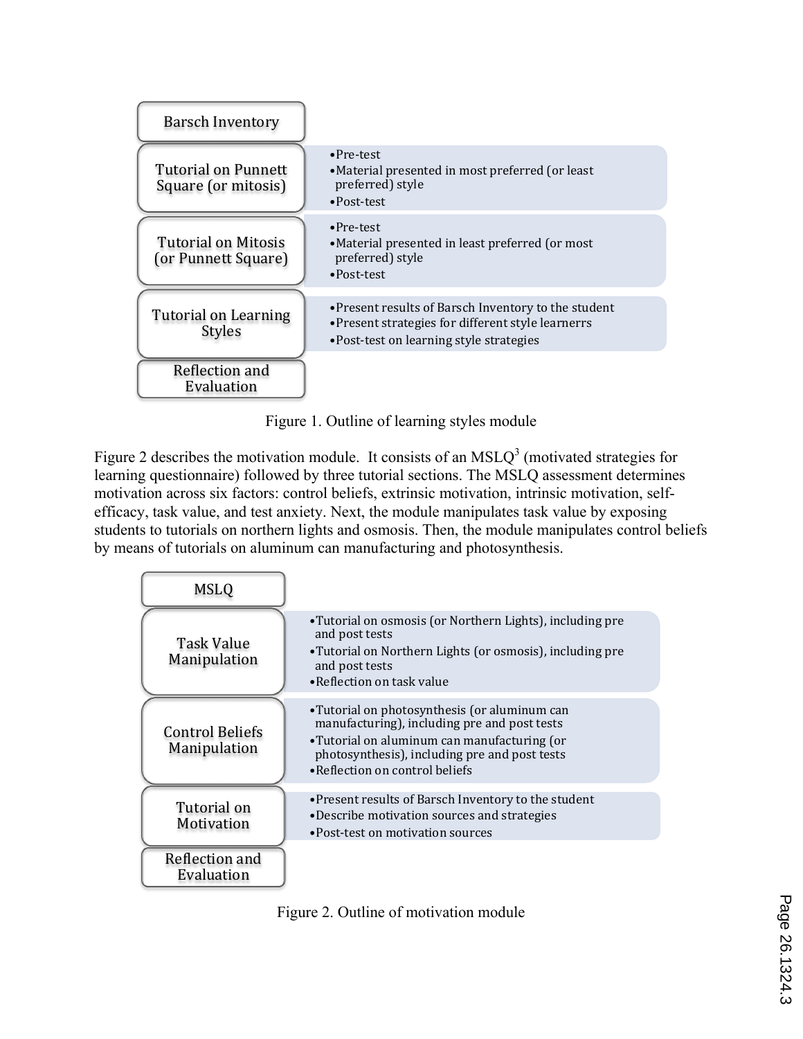**Barsch Inventory**

**Tutorial on Punnett Square (or mitosis)**

- Pre-test
- Material presented in most preferred (or least preferred) style
- Post-test

**Tutorial on Mitosis (or Punnett Square)**

- Pre-test
- Material presented in least preferred (or most preferred) style
- Post-test

**Tutorial on Learning Styles**

- Present results of Barsch Inventory to the student
- Present strategies for different style learnerrs
- Post-test on learning style strategies

**Reflection and Evaluation**

Figure 1. Outline of learning styles module

Figure 2 describes the motivation module. It consists of an MSLQ[3] (motivated strategies for learning questionnaire) followed by three tutorial sections. The MSLQ assessment determines motivation across six factors: control beliefs, extrinsic motivation, intrinsic motivation, self-efficacy, task value, and test anxiety. Next, the module manipulates task value by exposing students to tutorials on northern lights and osmosis. Then, the module manipulates control beliefs by means of tutorials on aluminum can manufacturing and photosynthesis.

**MSLQ**

**Task Value Manipulation**

- Tutorial on osmosis (or Northern Lights), including pre and post tests
- Tutorial on Northern Lights (or osmosis), including pre and post tests
- Reflection on task value

**Control Beliefs Manipulation**

- Tutorial on photosynthesis (or aluminum can manufacturing), including pre and post tests
- Tutorial on aluminum can manufacturing (or photosynthesis), including pre and post tests
- Reflection on control beliefs

**Tutorial on Motivation**

- Present results of Barsch Inventory to the student
- Describe motivation sources and strategies
- Post-test on motivation sources

**Reflection and Evaluation**

Figure 2. Outline of motivation module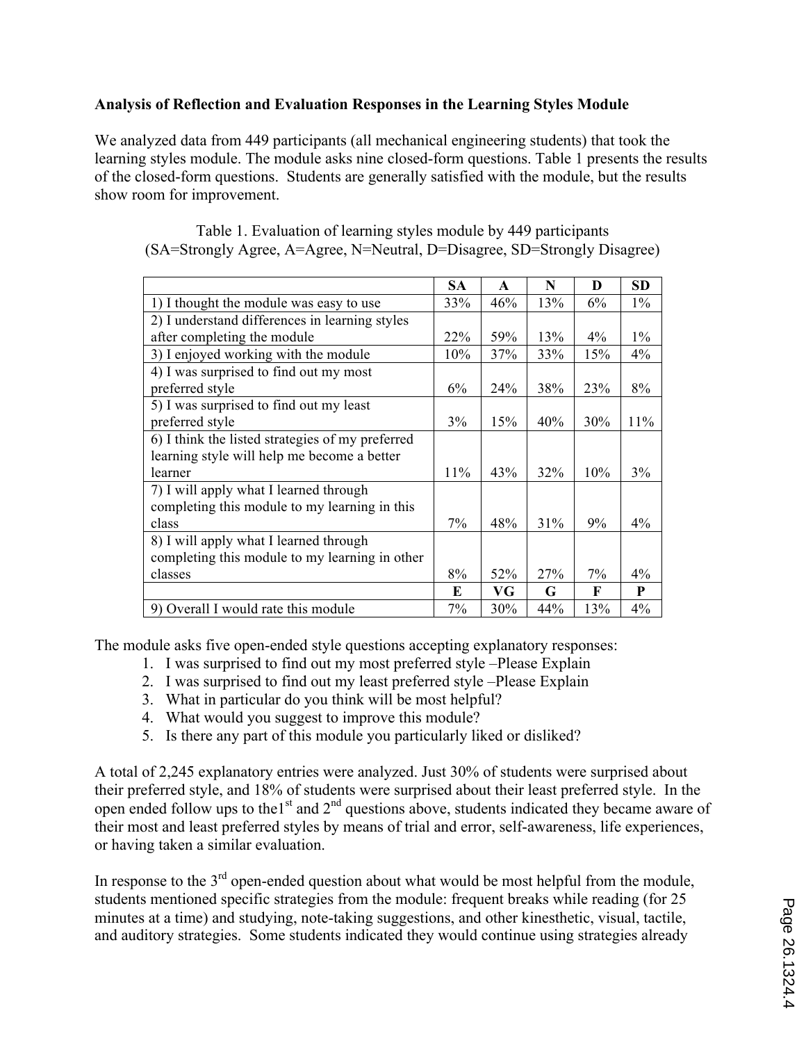**Analysis of Reflection and Evaluation Responses in the Learning Styles Module**

We analyzed data from 449 participants (all mechanical engineering students) that took the learning styles module. The module asks nine closed-form questions. Table 1 presents the results of the closed-form questions. Students are generally satisfied with the module, but the results show room for improvement.

Table 1. Evaluation of learning styles module by 449 participants
(SA=Strongly Agree, A=Agree, N=Neutral, D=Disagree, SD=Strongly Disagree)

| | SA | A | N | D | SD |
|---|---|---|---|---|---|
| 1) I thought the module was easy to use | 33% | 46% | 13% | 6% | 1% |
| 2) I understand differences in learning styles after completing the module | 22% | 59% | 13% | 4% | 1% |
| 3) I enjoyed working with the module | 10% | 37% | 33% | 15% | 4% |
| 4) I was surprised to find out my most preferred style | 6% | 24% | 38% | 23% | 8% |
| 5) I was surprised to find out my least preferred style | 3% | 15% | 40% | 30% | 11% |
| 6) I think the listed strategies of my preferred learning style will help me become a better learner | 11% | 43% | 32% | 10% | 3% |
| 7) I will apply what I learned through completing this module to my learning in this class | 7% | 48% | 31% | 9% | 4% |
| 8) I will apply what I learned through completing this module to my learning in other classes | 8% | 52% | 27% | 7% | 4% |
| | **E** | **VG** | **G** | **F** | **P** |
| 9) Overall I would rate this module | 7% | 30% | 44% | 13% | 4% |

The module asks five open-ended style questions accepting explanatory responses:

1. I was surprised to find out my most preferred style –Please Explain
2. I was surprised to find out my least preferred style –Please Explain
3. What in particular do you think will be most helpful?
4. What would you suggest to improve this module?
5. Is there any part of this module you particularly liked or disliked?

A total of 2,245 explanatory entries were analyzed. Just 30% of students were surprised about their preferred style, and 18% of students were surprised about their least preferred style. In the open ended follow ups to the1st and 2nd questions above, students indicated they became aware of their most and least preferred styles by means of trial and error, self-awareness, life experiences, or having taken a similar evaluation.

In response to the 3rd open-ended question about what would be most helpful from the module, students mentioned specific strategies from the module: frequent breaks while reading (for 25 minutes at a time) and studying, note-taking suggestions, and other kinesthetic, visual, tactile, and auditory strategies. Some students indicated they would continue using strategies already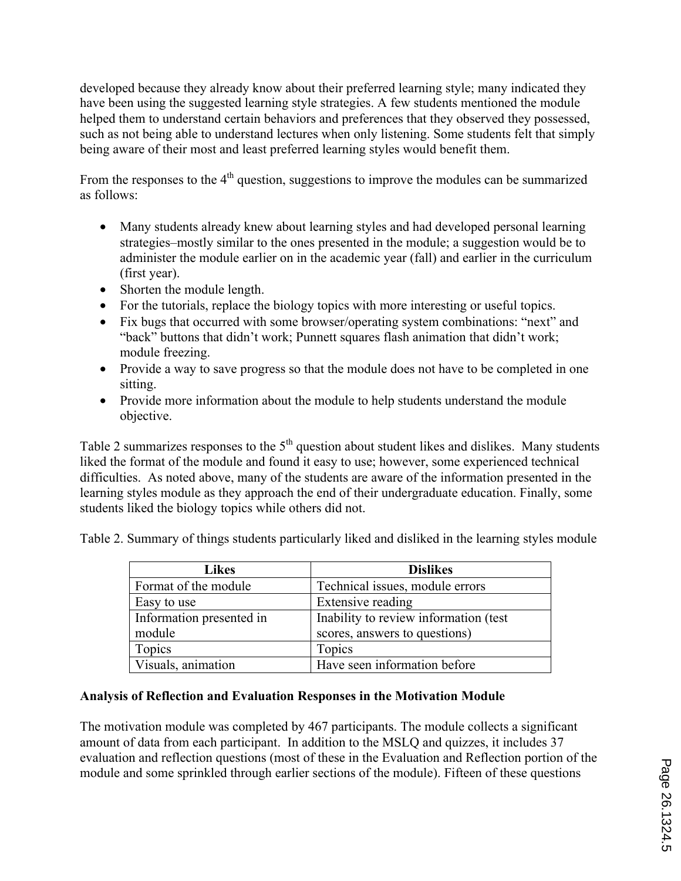developed because they already know about their preferred learning style; many indicated they have been using the suggested learning style strategies. A few students mentioned the module helped them to understand certain behaviors and preferences that they observed they possessed, such as not being able to understand lectures when only listening. Some students felt that simply being aware of their most and least preferred learning styles would benefit them.

From the responses to the 4th question, suggestions to improve the modules can be summarized as follows:

- Many students already knew about learning styles and had developed personal learning strategies–mostly similar to the ones presented in the module; a suggestion would be to administer the module earlier on in the academic year (fall) and earlier in the curriculum (first year).
- Shorten the module length.
- For the tutorials, replace the biology topics with more interesting or useful topics.
- Fix bugs that occurred with some browser/operating system combinations: "next" and "back" buttons that didn't work; Punnett squares flash animation that didn't work; module freezing.
- Provide a way to save progress so that the module does not have to be completed in one sitting.
- Provide more information about the module to help students understand the module objective.

Table 2 summarizes responses to the 5th question about student likes and dislikes. Many students liked the format of the module and found it easy to use; however, some experienced technical difficulties. As noted above, many of the students are aware of the information presented in the learning styles module as they approach the end of their undergraduate education. Finally, some students liked the biology topics while others did not.

Table 2. Summary of things students particularly liked and disliked in the learning styles module

| Likes | Dislikes |
| --- | --- |
| Format of the module | Technical issues, module errors |
| Easy to use | Extensive reading |
| Information presented in module | Inability to review information (test scores, answers to questions) |
| Topics | Topics |
| Visuals, animation | Have seen information before |

**Analysis of Reflection and Evaluation Responses in the Motivation Module**

The motivation module was completed by 467 participants. The module collects a significant amount of data from each participant. In addition to the MSLQ and quizzes, it includes 37 evaluation and reflection questions (most of these in the Evaluation and Reflection portion of the module and some sprinkled through earlier sections of the module). Fifteen of these questions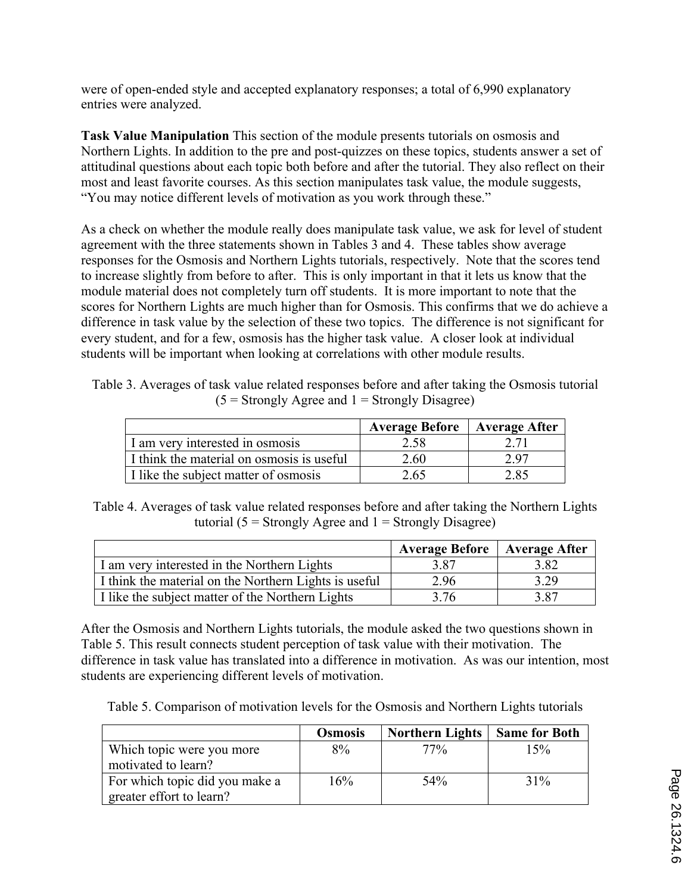were of open-ended style and accepted explanatory responses; a total of 6,990 explanatory entries were analyzed.

**Task Value Manipulation** This section of the module presents tutorials on osmosis and Northern Lights. In addition to the pre and post-quizzes on these topics, students answer a set of attitudinal questions about each topic both before and after the tutorial. They also reflect on their most and least favorite courses. As this section manipulates task value, the module suggests, "You may notice different levels of motivation as you work through these."

As a check on whether the module really does manipulate task value, we ask for level of student agreement with the three statements shown in Tables 3 and 4. These tables show average responses for the Osmosis and Northern Lights tutorials, respectively. Note that the scores tend to increase slightly from before to after. This is only important in that it lets us know that the module material does not completely turn off students. It is more important to note that the scores for Northern Lights are much higher than for Osmosis. This confirms that we do achieve a difference in task value by the selection of these two topics. The difference is not significant for every student, and for a few, osmosis has the higher task value. A closer look at individual students will be important when looking at correlations with other module results.

Table 3. Averages of task value related responses before and after taking the Osmosis tutorial (5 = Strongly Agree and 1 = Strongly Disagree)

| | Average Before | Average After |
|---|---|---|
| I am very interested in osmosis | 2.58 | 2.71 |
| I think the material on osmosis is useful | 2.60 | 2.97 |
| I like the subject matter of osmosis | 2.65 | 2.85 |

Table 4. Averages of task value related responses before and after taking the Northern Lights tutorial (5 = Strongly Agree and 1 = Strongly Disagree)

| | Average Before | Average After |
|---|---|---|
| I am very interested in the Northern Lights | 3.87 | 3.82 |
| I think the material on the Northern Lights is useful | 2.96 | 3.29 |
| I like the subject matter of the Northern Lights | 3.76 | 3.87 |

After the Osmosis and Northern Lights tutorials, the module asked the two questions shown in Table 5. This result connects student perception of task value with their motivation. The difference in task value has translated into a difference in motivation. As was our intention, most students are experiencing different levels of motivation.

Table 5. Comparison of motivation levels for the Osmosis and Northern Lights tutorials

| | Osmosis | Northern Lights | Same for Both |
|---|---|---|---|
| Which topic were you more motivated to learn? | 8% | 77% | 15% |
| For which topic did you make a greater effort to learn? | 16% | 54% | 31% |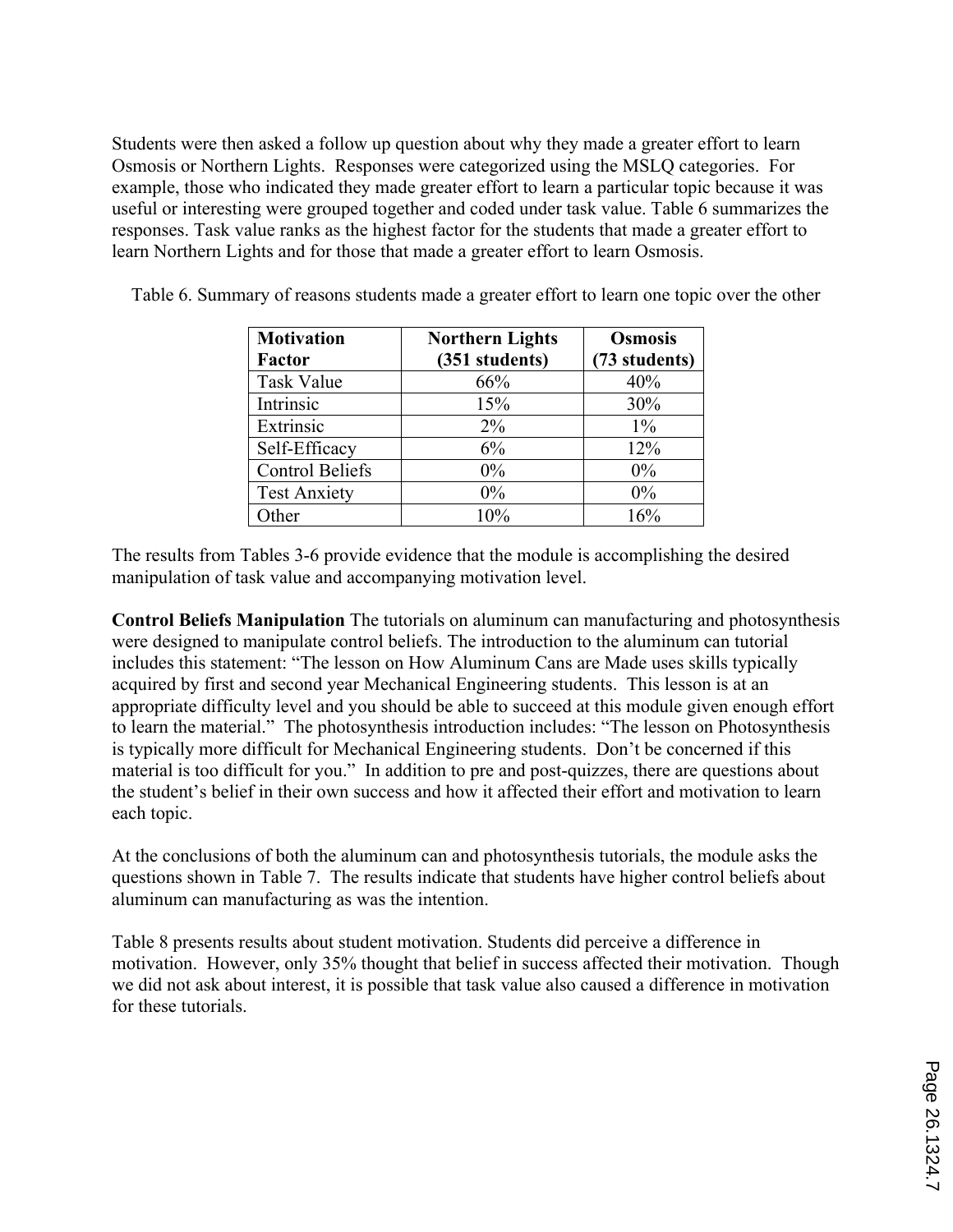Students were then asked a follow up question about why they made a greater effort to learn Osmosis or Northern Lights. Responses were categorized using the MSLQ categories. For example, those who indicated they made greater effort to learn a particular topic because it was useful or interesting were grouped together and coded under task value. Table 6 summarizes the responses. Task value ranks as the highest factor for the students that made a greater effort to learn Northern Lights and for those that made a greater effort to learn Osmosis.

Table 6. Summary of reasons students made a greater effort to learn one topic over the other

| Motivation Factor | Northern Lights (351 students) | Osmosis (73 students) |
|---|---|---|
| Task Value | 66% | 40% |
| Intrinsic | 15% | 30% |
| Extrinsic | 2% | 1% |
| Self-Efficacy | 6% | 12% |
| Control Beliefs | 0% | 0% |
| Test Anxiety | 0% | 0% |
| Other | 10% | 16% |

The results from Tables 3-6 provide evidence that the module is accomplishing the desired manipulation of task value and accompanying motivation level.

**Control Beliefs Manipulation** The tutorials on aluminum can manufacturing and photosynthesis were designed to manipulate control beliefs. The introduction to the aluminum can tutorial includes this statement: "The lesson on How Aluminum Cans are Made uses skills typically acquired by first and second year Mechanical Engineering students. This lesson is at an appropriate difficulty level and you should be able to succeed at this module given enough effort to learn the material." The photosynthesis introduction includes: "The lesson on Photosynthesis is typically more difficult for Mechanical Engineering students. Don't be concerned if this material is too difficult for you." In addition to pre and post-quizzes, there are questions about the student's belief in their own success and how it affected their effort and motivation to learn each topic.

At the conclusions of both the aluminum can and photosynthesis tutorials, the module asks the questions shown in Table 7. The results indicate that students have higher control beliefs about aluminum can manufacturing as was the intention.

Table 8 presents results about student motivation. Students did perceive a difference in motivation. However, only 35% thought that belief in success affected their motivation. Though we did not ask about interest, it is possible that task value also caused a difference in motivation for these tutorials.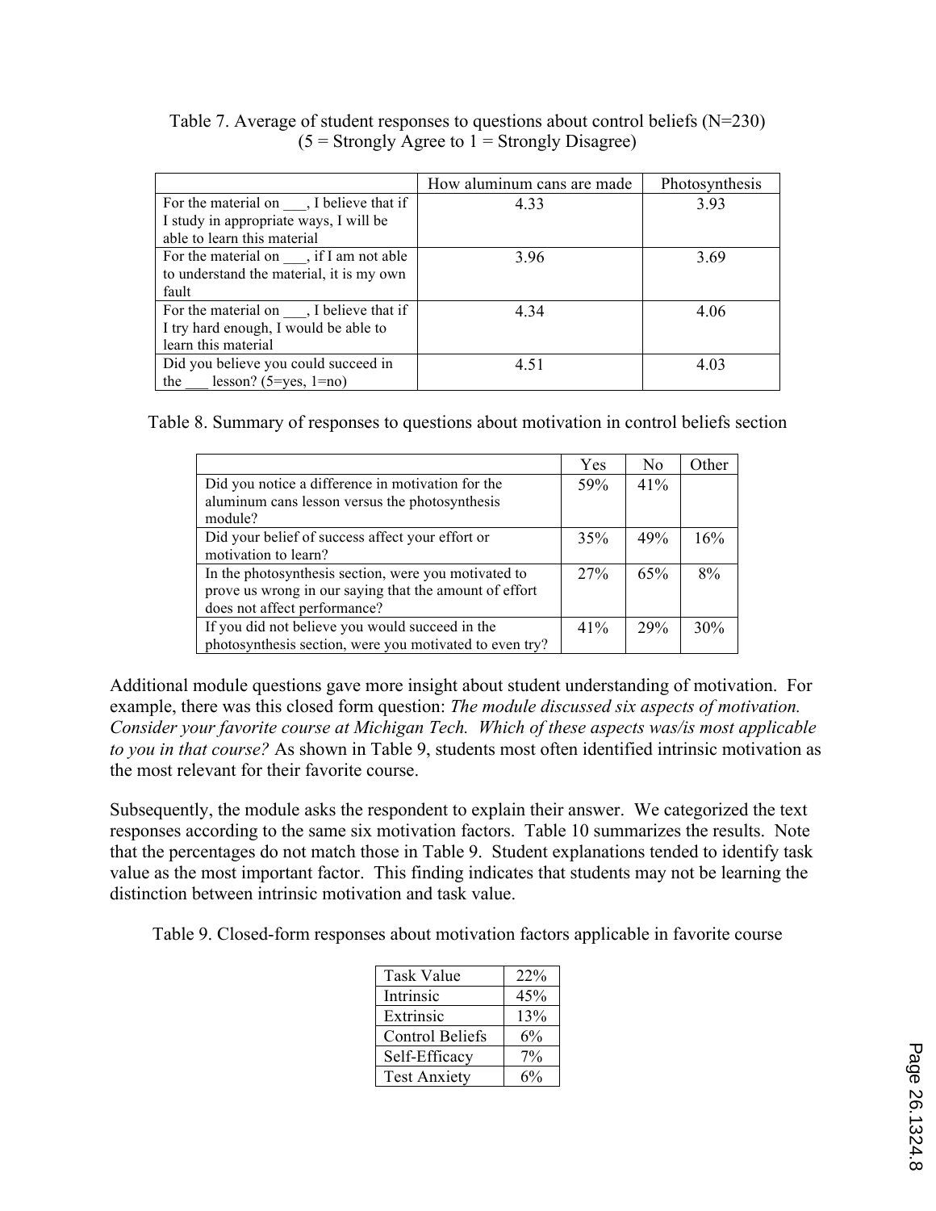Table 7. Average of student responses to questions about control beliefs (N=230)
(5 = Strongly Agree to 1 = Strongly Disagree)

| | How aluminum cans are made | Photosynthesis |
|---|---|---|
| For the material on ___, I believe that if I study in appropriate ways, I will be able to learn this material | 4.33 | 3.93 |
| For the material on ___, if I am not able to understand the material, it is my own fault | 3.96 | 3.69 |
| For the material on ___, I believe that if I try hard enough, I would be able to learn this material | 4.34 | 4.06 |
| Did you believe you could succeed in the ___ lesson? (5=yes, 1=no) | 4.51 | 4.03 |

Table 8. Summary of responses to questions about motivation in control beliefs section

| | Yes | No | Other |
|---|---|---|---|
| Did you notice a difference in motivation for the aluminum cans lesson versus the photosynthesis module? | 59% | 41% | |
| Did your belief of success affect your effort or motivation to learn? | 35% | 49% | 16% |
| In the photosynthesis section, were you motivated to prove us wrong in our saying that the amount of effort does not affect performance? | 27% | 65% | 8% |
| If you did not believe you would succeed in the photosynthesis section, were you motivated to even try? | 41% | 29% | 30% |

Additional module questions gave more insight about student understanding of motivation. For example, there was this closed form question: *The module discussed six aspects of motivation. Consider your favorite course at Michigan Tech. Which of these aspects was/is most applicable to you in that course?* As shown in Table 9, students most often identified intrinsic motivation as the most relevant for their favorite course.

Subsequently, the module asks the respondent to explain their answer. We categorized the text responses according to the same six motivation factors. Table 10 summarizes the results. Note that the percentages do not match those in Table 9. Student explanations tended to identify task value as the most important factor. This finding indicates that students may not be learning the distinction between intrinsic motivation and task value.

Table 9. Closed-form responses about motivation factors applicable in favorite course

| | |
|---|---|
| Task Value | 22% |
| Intrinsic | 45% |
| Extrinsic | 13% |
| Control Beliefs | 6% |
| Self-Efficacy | 7% |
| Test Anxiety | 6% |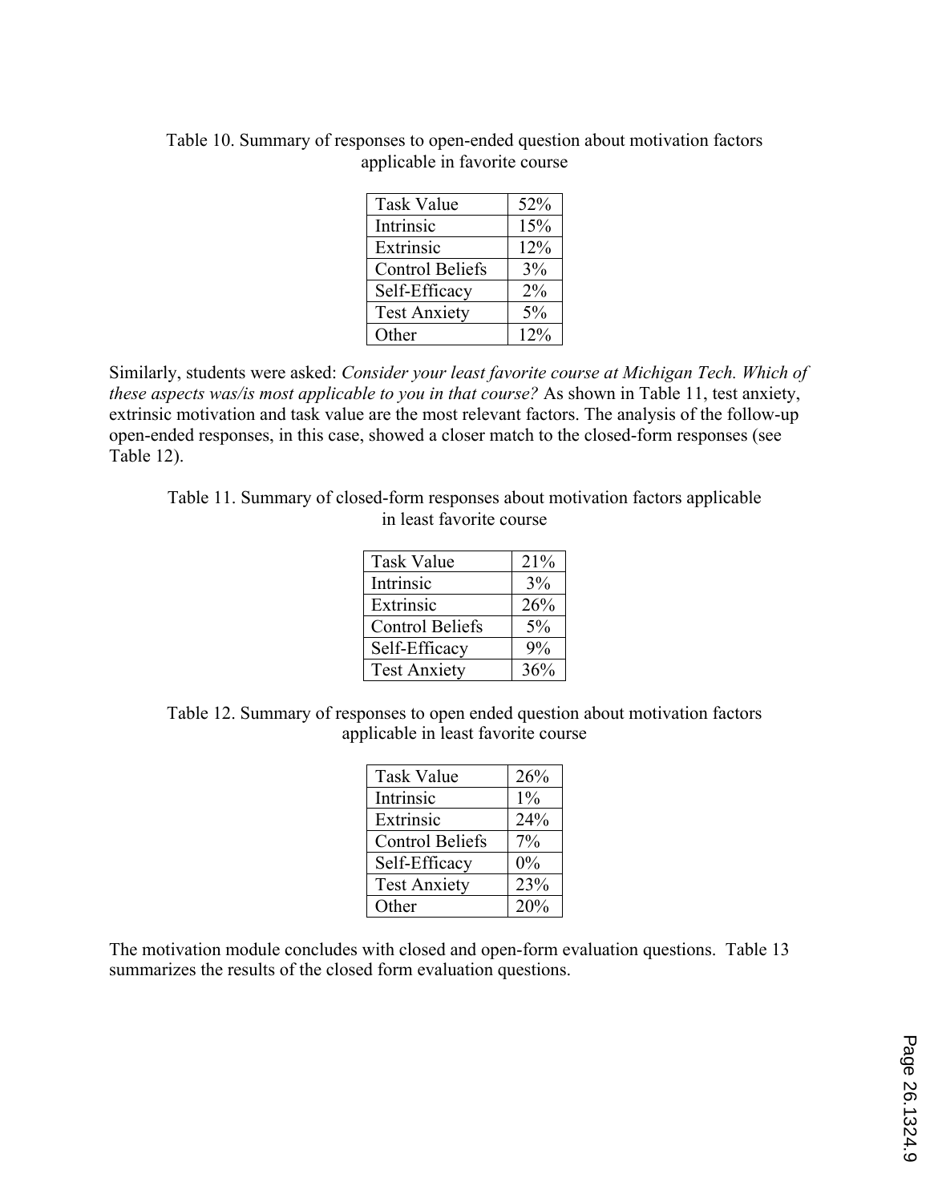Table 10. Summary of responses to open-ended question about motivation factors applicable in favorite course

| Task Value | 52% |
|---|---|
| Intrinsic | 15% |
| Extrinsic | 12% |
| Control Beliefs | 3% |
| Self-Efficacy | 2% |
| Test Anxiety | 5% |
| Other | 12% |

Similarly, students were asked: *Consider your least favorite course at Michigan Tech. Which of these aspects was/is most applicable to you in that course?* As shown in Table 11, test anxiety, extrinsic motivation and task value are the most relevant factors. The analysis of the follow-up open-ended responses, in this case, showed a closer match to the closed-form responses (see Table 12).

Table 11. Summary of closed-form responses about motivation factors applicable in least favorite course

| Task Value | 21% |
|---|---|
| Intrinsic | 3% |
| Extrinsic | 26% |
| Control Beliefs | 5% |
| Self-Efficacy | 9% |
| Test Anxiety | 36% |

Table 12. Summary of responses to open ended question about motivation factors applicable in least favorite course

| Task Value | 26% |
|---|---|
| Intrinsic | 1% |
| Extrinsic | 24% |
| Control Beliefs | 7% |
| Self-Efficacy | 0% |
| Test Anxiety | 23% |
| Other | 20% |

The motivation module concludes with closed and open-form evaluation questions. Table 13 summarizes the results of the closed form evaluation questions.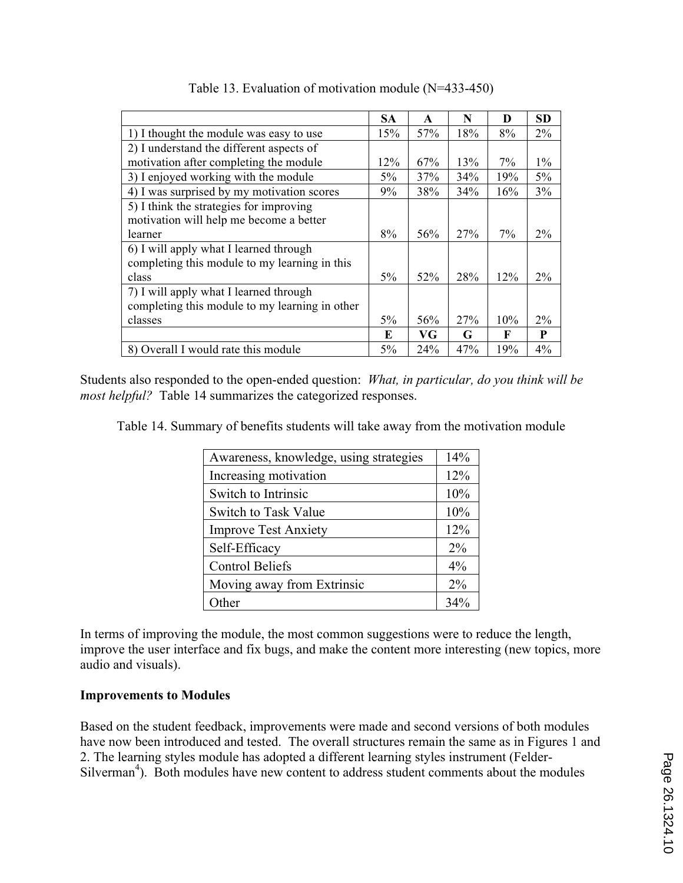Table 13. Evaluation of motivation module (N=433-450)

| | SA | A | N | D | SD |
|---|---|---|---|---|---|
| 1) I thought the module was easy to use | 15% | 57% | 18% | 8% | 2% |
| 2) I understand the different aspects of motivation after completing the module | 12% | 67% | 13% | 7% | 1% |
| 3) I enjoyed working with the module | 5% | 37% | 34% | 19% | 5% |
| 4) I was surprised by my motivation scores | 9% | 38% | 34% | 16% | 3% |
| 5) I think the strategies for improving motivation will help me become a better learner | 8% | 56% | 27% | 7% | 2% |
| 6) I will apply what I learned through completing this module to my learning in this class | 5% | 52% | 28% | 12% | 2% |
| 7) I will apply what I learned through completing this module to my learning in other classes | 5% | 56% | 27% | 10% | 2% |
| | **E** | **VG** | **G** | **F** | **P** |
| 8) Overall I would rate this module | 5% | 24% | 47% | 19% | 4% |

Students also responded to the open-ended question: *What, in particular, do you think will be most helpful?* Table 14 summarizes the categorized responses.

Table 14. Summary of benefits students will take away from the motivation module

| | |
|---|---|
| Awareness, knowledge, using strategies | 14% |
| Increasing motivation | 12% |
| Switch to Intrinsic | 10% |
| Switch to Task Value | 10% |
| Improve Test Anxiety | 12% |
| Self-Efficacy | 2% |
| Control Beliefs | 4% |
| Moving away from Extrinsic | 2% |
| Other | 34% |

In terms of improving the module, the most common suggestions were to reduce the length, improve the user interface and fix bugs, and make the content more interesting (new topics, more audio and visuals).

**Improvements to Modules**

Based on the student feedback, improvements were made and second versions of both modules have now been introduced and tested. The overall structures remain the same as in Figures 1 and 2. The learning styles module has adopted a different learning styles instrument (Felder-Silverman[4]). Both modules have new content to address student comments about the modules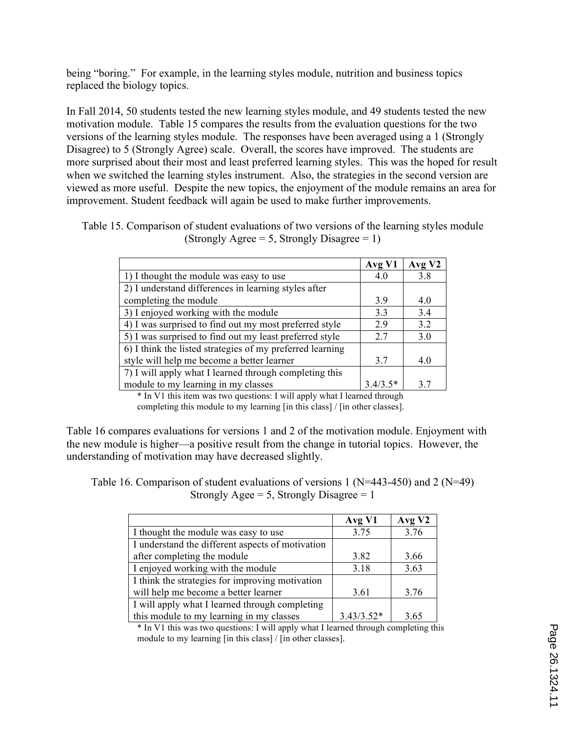being "boring." For example, in the learning styles module, nutrition and business topics replaced the biology topics.

In Fall 2014, 50 students tested the new learning styles module, and 49 students tested the new motivation module. Table 15 compares the results from the evaluation questions for the two versions of the learning styles module. The responses have been averaged using a 1 (Strongly Disagree) to 5 (Strongly Agree) scale. Overall, the scores have improved. The students are more surprised about their most and least preferred learning styles. This was the hoped for result when we switched the learning styles instrument. Also, the strategies in the second version are viewed as more useful. Despite the new topics, the enjoyment of the module remains an area for improvement. Student feedback will again be used to make further improvements.

Table 15. Comparison of student evaluations of two versions of the learning styles module (Strongly Agree = 5, Strongly Disagree = 1)

| | **Avg V1** | **Avg V2** |
|---|---|---|
| 1) I thought the module was easy to use | 4.0 | 3.8 |
| 2) I understand differences in learning styles after completing the module | 3.9 | 4.0 |
| 3) I enjoyed working with the module | 3.3 | 3.4 |
| 4) I was surprised to find out my most preferred style | 2.9 | 3.2 |
| 5) I was surprised to find out my least preferred style | 2.7 | 3.0 |
| 6) I think the listed strategies of my preferred learning style will help me become a better learner | 3.7 | 4.0 |
| 7) I will apply what I learned through completing this module to my learning in my classes | 3.4/3.5* | 3.7 |

* In V1 this item was two questions: I will apply what I learned through completing this module to my learning [in this class] / [in other classes].

Table 16 compares evaluations for versions 1 and 2 of the motivation module. Enjoyment with the new module is higher—a positive result from the change in tutorial topics. However, the understanding of motivation may have decreased slightly.

Table 16. Comparison of student evaluations of versions 1 (N=443-450) and 2 (N=49) Strongly Agee = 5, Strongly Disagree = 1

| | **Avg V1** | **Avg V2** |
|---|---|---|
| I thought the module was easy to use | 3.75 | 3.76 |
| I understand the different aspects of motivation after completing the module | 3.82 | 3.66 |
| I enjoyed working with the module | 3.18 | 3.63 |
| I think the strategies for improving motivation will help me become a better learner | 3.61 | 3.76 |
| I will apply what I learned through completing this module to my learning in my classes | 3.43/3.52* | 3.65 |

* In V1 this was two questions: I will apply what I learned through completing this module to my learning [in this class] / [in other classes].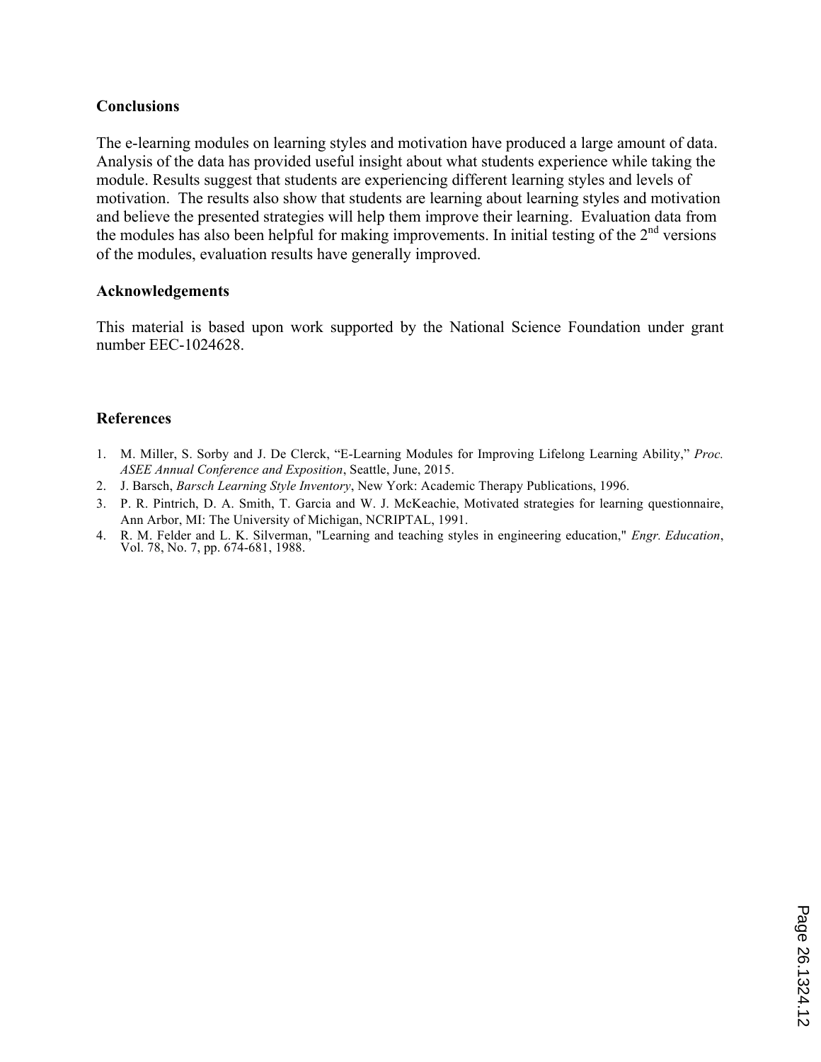## Conclusions

The e-learning modules on learning styles and motivation have produced a large amount of data. Analysis of the data has provided useful insight about what students experience while taking the module. Results suggest that students are experiencing different learning styles and levels of motivation. The results also show that students are learning about learning styles and motivation and believe the presented strategies will help them improve their learning. Evaluation data from the modules has also been helpful for making improvements. In initial testing of the 2nd versions of the modules, evaluation results have generally improved.

## Acknowledgements

This material is based upon work supported by the National Science Foundation under grant number EEC-1024628.

## References

1. M. Miller, S. Sorby and J. De Clerck, "E-Learning Modules for Improving Lifelong Learning Ability," *Proc. ASEE Annual Conference and Exposition*, Seattle, June, 2015.
2. J. Barsch, *Barsch Learning Style Inventory*, New York: Academic Therapy Publications, 1996.
3. P. R. Pintrich, D. A. Smith, T. Garcia and W. J. McKeachie, Motivated strategies for learning questionnaire, Ann Arbor, MI: The University of Michigan, NCRIPTAL, 1991.
4. R. M. Felder and L. K. Silverman, "Learning and teaching styles in engineering education," *Engr. Education*, Vol. 78, No. 7, pp. 674-681, 1988.